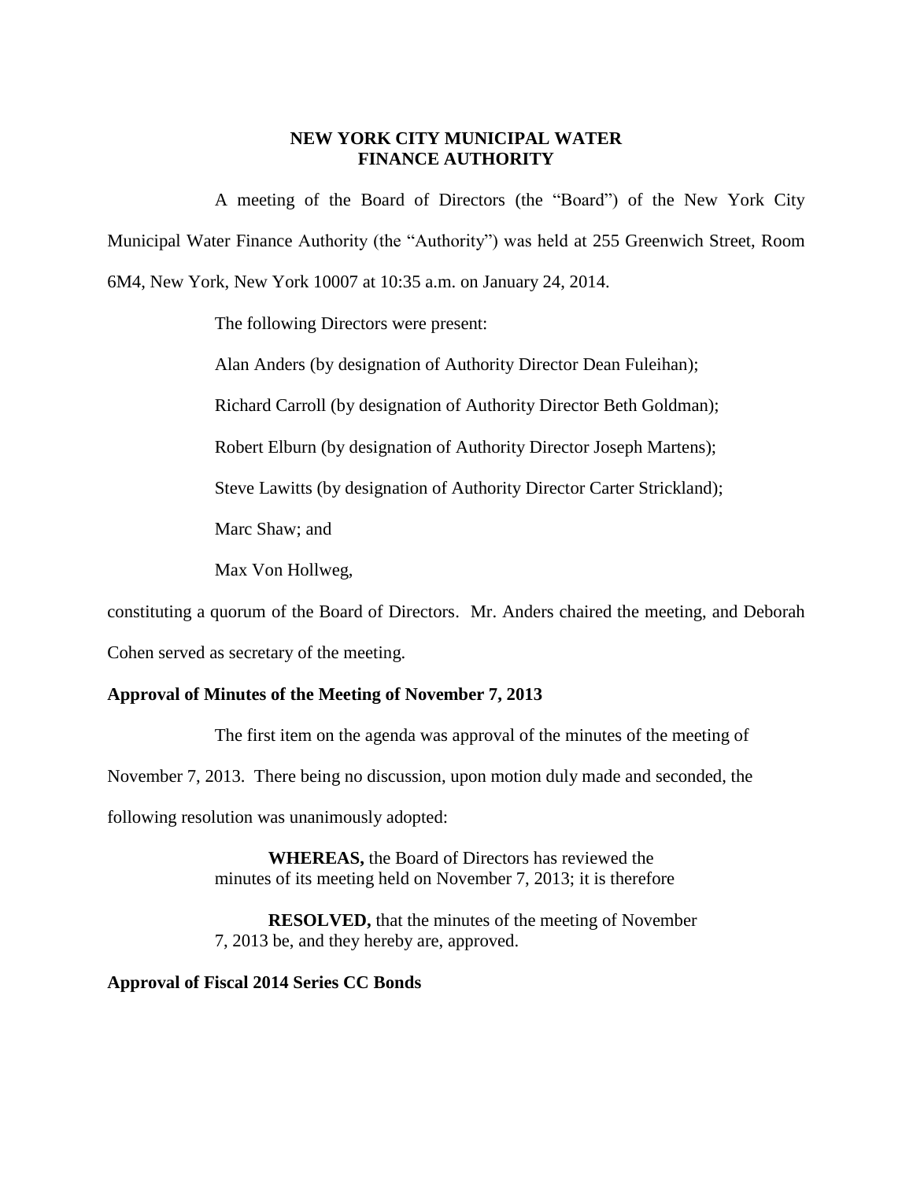# NEW YORK CITY MUNICIPAL WATER FINANCE AUTHORITY

A meeting of the Board of Directors (the "Board") of the New York City Municipal Water Finance Authority (the "Authority") was held at 255 Greenwich Street, Room 6M4, New York, New York 10007 at 10:35 a.m. on January 24, 2014.

The following Directors were present:

Alan Anders (by designation of Authority Director Dean Fuleihan);

Richard Carroll (by designation of Authority Director Beth Goldman);

Robert Elburn (by designation of Authority Director Joseph Martens);

Steve Lawitts (by designation of Authority Director Carter Strickland);

Marc Shaw; and

Max Von Hollweg,

constituting a quorum of the Board of Directors. Mr. Anders chaired the meeting, and Deborah Cohen served as secretary of the meeting.

**Approval of Minutes of the Meeting of November 7, 2013**

The first item on the agenda was approval of the minutes of the meeting of November 7, 2013. There being no discussion, upon motion duly made and seconded, the following resolution was unanimously adopted:

> **WHEREAS,** the Board of Directors has reviewed the minutes of its meeting held on November 7, 2013; it is therefore
>
> **RESOLVED,** that the minutes of the meeting of November 7, 2013 be, and they hereby are, approved.

**Approval of Fiscal 2014 Series CC Bonds**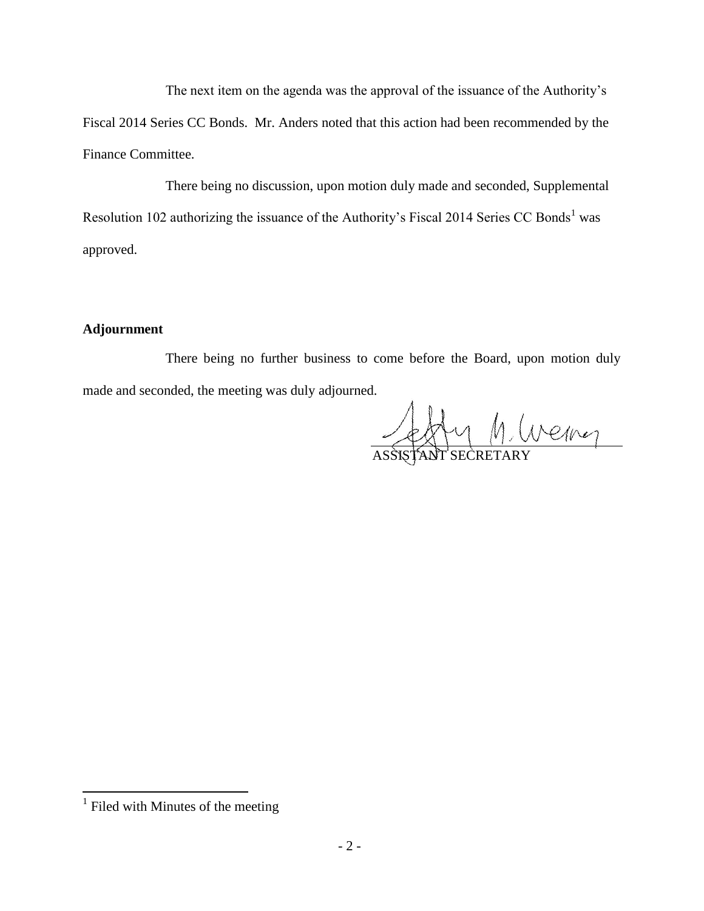The next item on the agenda was the approval of the issuance of the Authority's Fiscal 2014 Series CC Bonds. Mr. Anders noted that this action had been recommended by the Finance Committee.

There being no discussion, upon motion duly made and seconded, Supplemental Resolution 102 authorizing the issuance of the Authority's Fiscal 2014 Series CC Bonds[1] was approved.

**Adjournment**

There being no further business to come before the Board, upon motion duly made and seconded, the meeting was duly adjourned.

ASSISTANT SECRETARY

[1] Filed with Minutes of the meeting